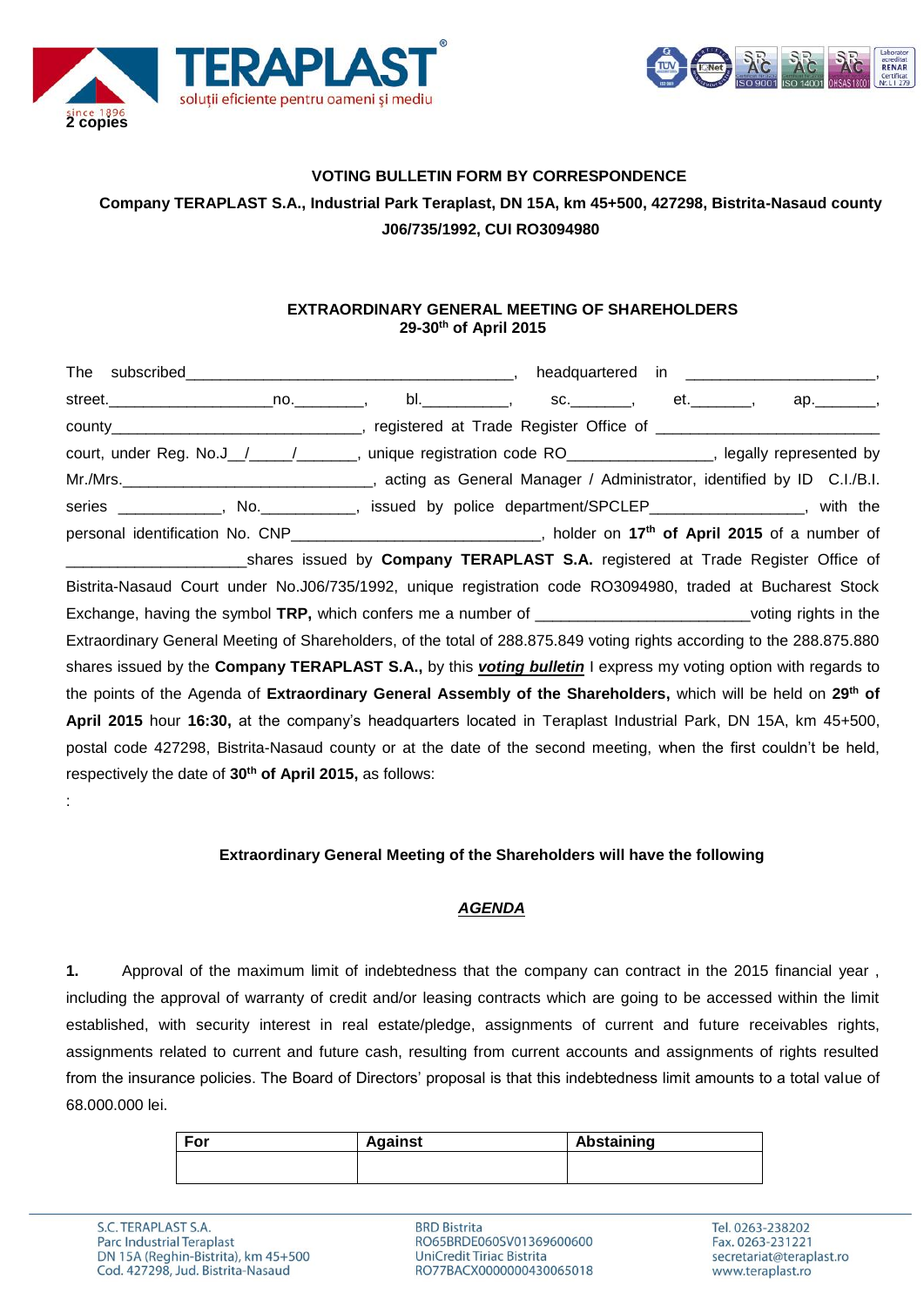**2 copies**

**VOTING BULLETIN FORM BY CORRESPONDENCE**

**Company TERAPLAST S.A., Industrial Park Teraplast, DN 15A, km 45+500, 427298, Bistrita-Nasaud county**

**J06/735/1992, CUI RO3094980**

**EXTRAORDINARY GENERAL MEETING OF SHAREHOLDERS**
**29-30th of April 2015**

The subscribed_______________________________________, headquartered in ______________________, street.___________________no.________, bl.__________, sc._______, et._______, ap._______, county______________________________, registered at Trade Register Office of __________________________ court, under Reg. No.J__/_____/_______, unique registration code RO________________, legally represented by Mr./Mrs.______________________________, acting as General Manager / Administrator, identified by ID C.I./B.I. series ____________, No.___________, issued by police department/SPCLEP_________________, with the personal identification No. CNP_____________________________, holder on **17th of April 2015** of a number of _____________________shares issued by **Company TERAPLAST S.A.** registered at Trade Register Office of Bistrita-Nasaud Court under No.J06/735/1992, unique registration code RO3094980, traded at Bucharest Stock Exchange, having the symbol **TRP,** which confers me a number of _________________________voting rights in the Extraordinary General Meeting of Shareholders, of the total of 288.875.849 voting rights according to the 288.875.880 shares issued by the **Company TERAPLAST S.A.,** by this ***voting bulletin*** I express my voting option with regards to the points of the Agenda of **Extraordinary General Assembly of the Shareholders,** which will be held on **29th of April 2015** hour **16:30,** at the company's headquarters located in Teraplast Industrial Park, DN 15A, km 45+500, postal code 427298, Bistrita-Nasaud county or at the date of the second meeting, when the first couldn't be held, respectively the date of **30th of April 2015,** as follows:

:

**Extraordinary General Meeting of the Shareholders will have the following**

***AGENDA***

**1.** Approval of the maximum limit of indebtedness that the company can contract in the 2015 financial year , including the approval of warranty of credit and/or leasing contracts which are going to be accessed within the limit established, with security interest in real estate/pledge, assignments of current and future receivables rights, assignments related to current and future cash, resulting from current accounts and assignments of rights resulted from the insurance policies. The Board of Directors' proposal is that this indebtedness limit amounts to a total value of 68.000.000 lei.

| For | Against | Abstaining |
|---|---|---|
| | | |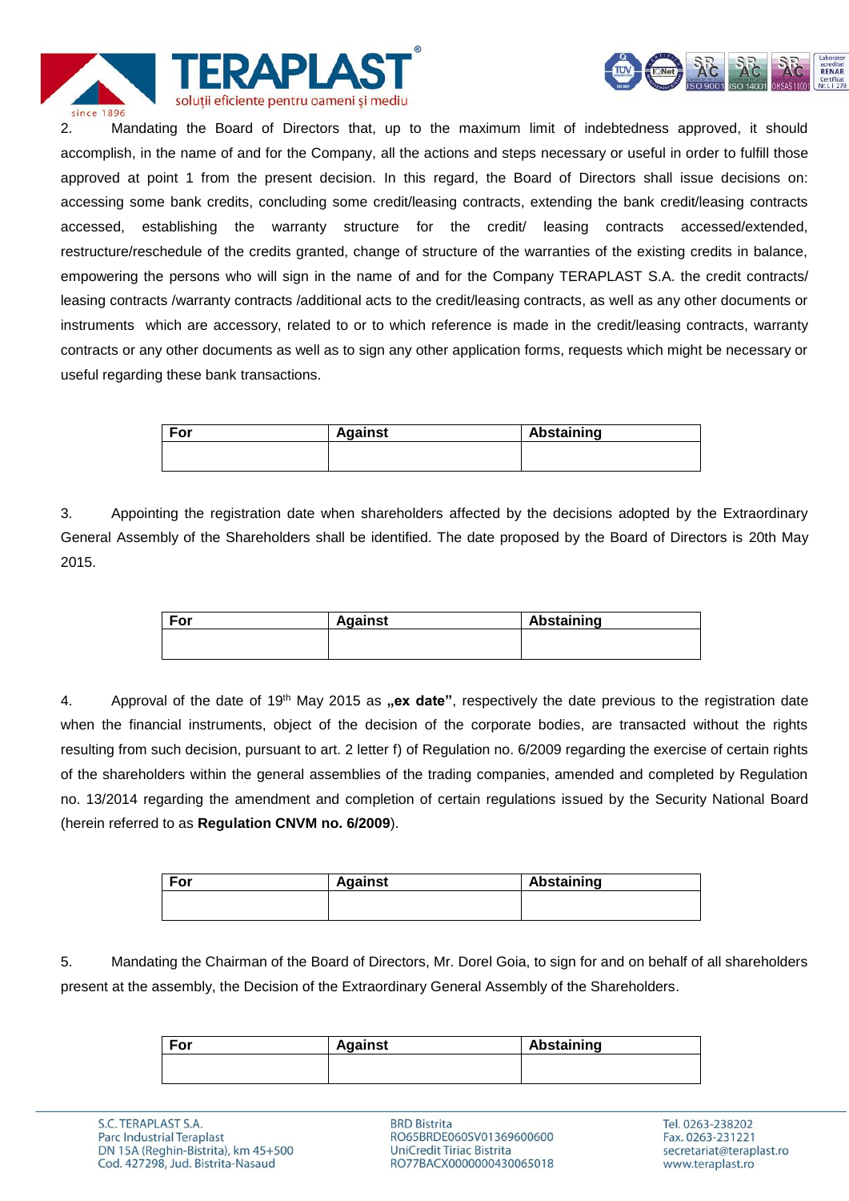2. Mandating the Board of Directors that, up to the maximum limit of indebtedness approved, it should accomplish, in the name of and for the Company, all the actions and steps necessary or useful in order to fulfill those approved at point 1 from the present decision. In this regard, the Board of Directors shall issue decisions on: accessing some bank credits, concluding some credit/leasing contracts, extending the bank credit/leasing contracts accessed, establishing the warranty structure for the credit/ leasing contracts accessed/extended, restructure/reschedule of the credits granted, change of structure of the warranties of the existing credits in balance, empowering the persons who will sign in the name of and for the Company TERAPLAST S.A. the credit contracts/ leasing contracts /warranty contracts /additional acts to the credit/leasing contracts, as well as any other documents or instruments which are accessory, related to or to which reference is made in the credit/leasing contracts, warranty contracts or any other documents as well as to sign any other application forms, requests which might be necessary or useful regarding these bank transactions.

| For | Against | Abstaining |
|---|---|---|
| | | |

3. Appointing the registration date when shareholders affected by the decisions adopted by the Extraordinary General Assembly of the Shareholders shall be identified. The date proposed by the Board of Directors is 20th May 2015.

| For | Against | Abstaining |
|---|---|---|
| | | |

4. Approval of the date of 19th May 2015 as **„ex date"**, respectively the date previous to the registration date when the financial instruments, object of the decision of the corporate bodies, are transacted without the rights resulting from such decision, pursuant to art. 2 letter f) of Regulation no. 6/2009 regarding the exercise of certain rights of the shareholders within the general assemblies of the trading companies, amended and completed by Regulation no. 13/2014 regarding the amendment and completion of certain regulations issued by the Security National Board (herein referred to as **Regulation CNVM no. 6/2009**).

| For | Against | Abstaining |
|---|---|---|
| | | |

5. Mandating the Chairman of the Board of Directors, Mr. Dorel Goia, to sign for and on behalf of all shareholders present at the assembly, the Decision of the Extraordinary General Assembly of the Shareholders.

| For | Against | Abstaining |
|---|---|---|
| | | |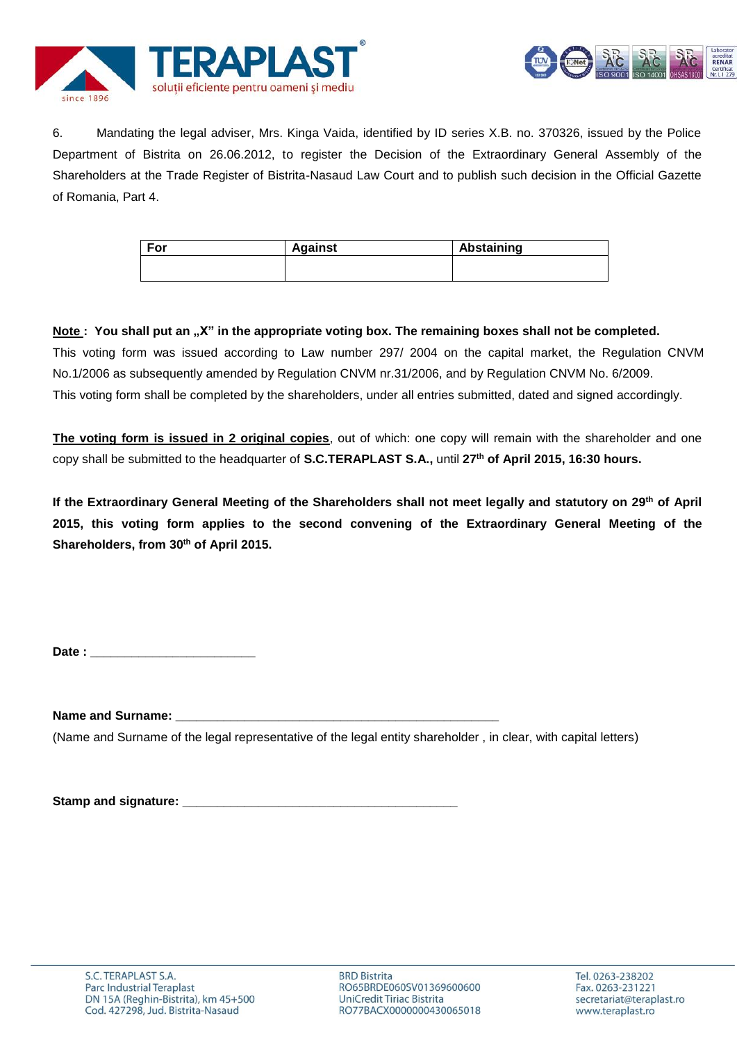6. Mandating the legal adviser, Mrs. Kinga Vaida, identified by ID series X.B. no. 370326, issued by the Police Department of Bistrita on 26.06.2012, to register the Decision of the Extraordinary General Assembly of the Shareholders at the Trade Register of Bistrita-Nasaud Law Court and to publish such decision in the Official Gazette of Romania, Part 4.

| For | Against | Abstaining |
|---|---|---|
| | | |

**<u>Note</u> : You shall put an „X" in the appropriate voting box. The remaining boxes shall not be completed.**

This voting form was issued according to Law number 297/ 2004 on the capital market, the Regulation CNVM No.1/2006 as subsequently amended by Regulation CNVM nr.31/2006, and by Regulation CNVM No. 6/2009.

This voting form shall be completed by the shareholders, under all entries submitted, dated and signed accordingly.

**<u>The voting form is issued in 2 original copies</u>**, out of which: one copy will remain with the shareholder and one copy shall be submitted to the headquarter of **S.C.TERAPLAST S.A.,** until **27th of April 2015, 16:30 hours.**

**If the Extraordinary General Meeting of the Shareholders shall not meet legally and statutory on 29th of April 2015, this voting form applies to the second convening of the Extraordinary General Meeting of the Shareholders, from 30th of April 2015.**

**Date :** ________________________

**Name and Surname:** ________________________________________________

(Name and Surname of the legal representative of the legal entity shareholder , in clear, with capital letters)

**Stamp and signature:** _________________________________________